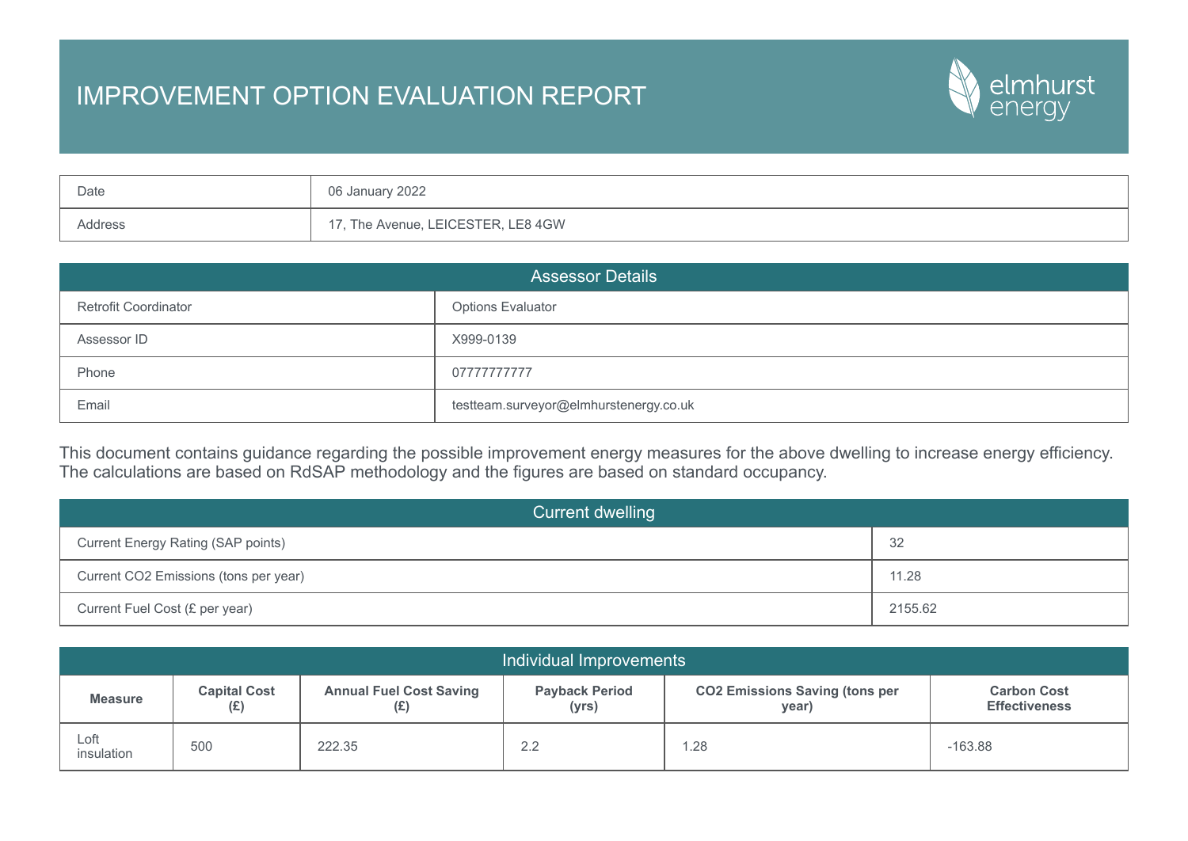# IMPROVEMENT OPTION EVALUATION REPORT

elmhurst energy

| Date | 06 January 2022 |
| --- | --- |
| Address | 17, The Avenue, LEICESTER, LE8 4GW |

| Assessor Details | |
| --- | --- |
| Retrofit Coordinator | Options Evaluator |
| Assessor ID | X999-0139 |
| Phone | 07777777777 |
| Email | testteam.surveyor@elmhurstenergy.co.uk |

This document contains guidance regarding the possible improvement energy measures for the above dwelling to increase energy efficiency. The calculations are based on RdSAP methodology and the figures are based on standard occupancy.

| Current dwelling | |
| --- | --- |
| Current Energy Rating (SAP points) | 32 |
| Current $CO_2$ Emissions (tons per year) | 11.28 |
| Current Fuel Cost (£ per year) | 2155.62 |

**Individual Improvements**

| Measure | Capital Cost (£) | Annual Fuel Cost Saving (£) | Payback Period (yrs) | $CO_2$ Emissions Saving (tons per year) | Carbon Cost Effectiveness |
| --- | --- | --- | --- | --- | --- |
| Loft insulation | 500 | 222.35 | 2.2 | 1.28 | -163.88 |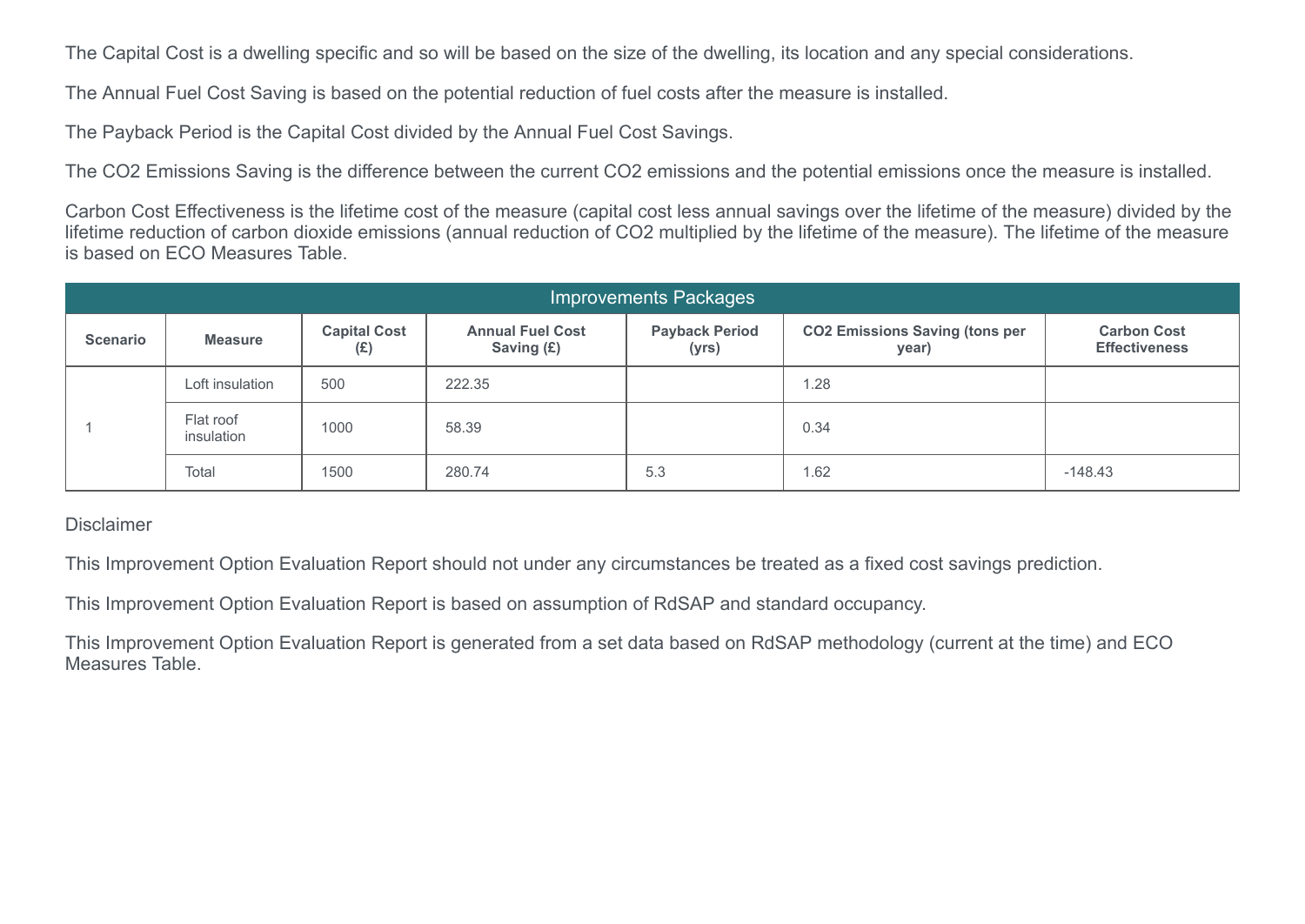The Capital Cost is a dwelling specific and so will be based on the size of the dwelling, its location and any special considerations.

The Annual Fuel Cost Saving is based on the potential reduction of fuel costs after the measure is installed.

The Payback Period is the Capital Cost divided by the Annual Fuel Cost Savings.

The $CO_2$ Emissions Saving is the difference between the current $CO_2$ emissions and the potential emissions once the measure is installed.

Carbon Cost Effectiveness is the lifetime cost of the measure (capital cost less annual savings over the lifetime of the measure) divided by the lifetime reduction of carbon dioxide emissions (annual reduction of $CO_2$ multiplied by the lifetime of the measure). The lifetime of the measure is based on ECO Measures Table.

| Improvements Packages | | | | | | |
|---|---|---|---|---|---|---|
| **Scenario** | **Measure** | **Capital Cost (£)** | **Annual Fuel Cost Saving (£)** | **Payback Period (yrs)** | **$CO_2$ Emissions Saving (tons per year)** | **Carbon Cost Effectiveness** |
| 1 | Loft insulation | 500 | 222.35 | | 1.28 | |
| | Flat roof insulation | 1000 | 58.39 | | 0.34 | |
| | Total | 1500 | 280.74 | 5.3 | 1.62 | -148.43 |

Disclaimer

This Improvement Option Evaluation Report should not under any circumstances be treated as a fixed cost savings prediction.

This Improvement Option Evaluation Report is based on assumption of RdSAP and standard occupancy.

This Improvement Option Evaluation Report is generated from a set data based on RdSAP methodology (current at the time) and ECO Measures Table.